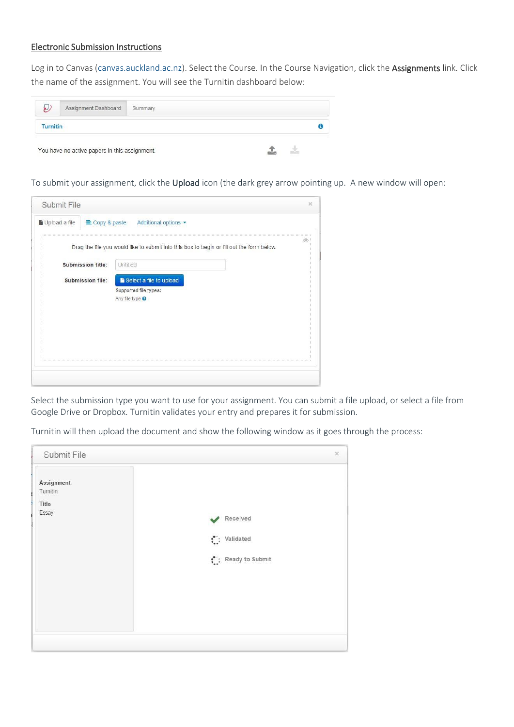## Electronic Submission Instructions

Log in to Canvas (canvas.auckland.ac.nz). Select the Course. In the Course Navigation, click the **Assignments** link. Click the name of the assignment. You will see the Turnitin dashboard below:

To submit your assignment, click the **Upload** icon (the dark grey arrow pointing up. A new window will open:

Select the submission type you want to use for your assignment. You can submit a file upload, or select a file from Google Drive or Dropbox. Turnitin validates your entry and prepares it for submission.

Turnitin will then upload the document and show the following window as it goes through the process: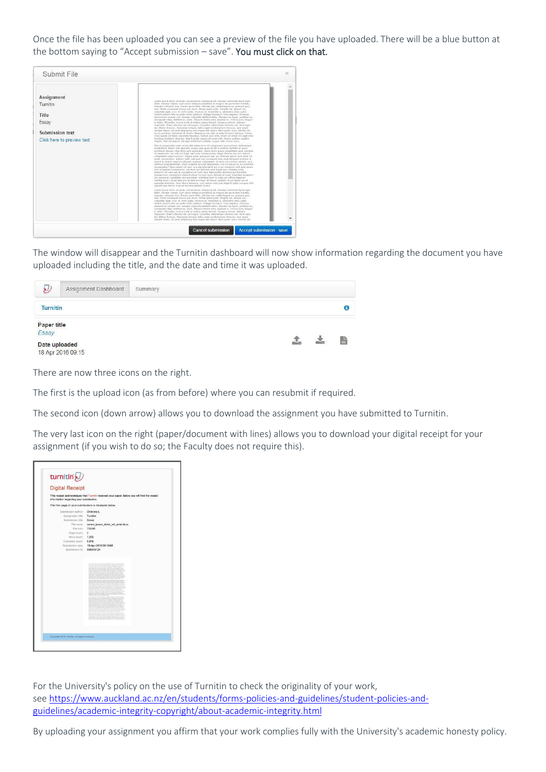Once the file has been uploaded you can see a preview of the file you have uploaded. There will be a blue button at the bottom saying to "Accept submission – save". **You must click on that.**

The window will disappear and the Turnitin dashboard will now show information regarding the document you have uploaded including the title, and the date and time it was uploaded.

There are now three icons on the right.

The first is the upload icon (as from before) where you can resubmit if required.

The second icon (down arrow) allows you to download the assignment you have submitted to Turnitin.

The very last icon on the right (paper/document with lines) allows you to download your digital receipt for your assignment (if you wish to do so; the Faculty does not require this).

For the University's policy on the use of Turnitin to check the originality of your work, see https://www.auckland.ac.nz/en/students/forms-policies-and-guidelines/student-policies-and-guidelines/academic-integrity-copyright/about-academic-integrity.html

By uploading your assignment you affirm that your work complies fully with the University's academic honesty policy.